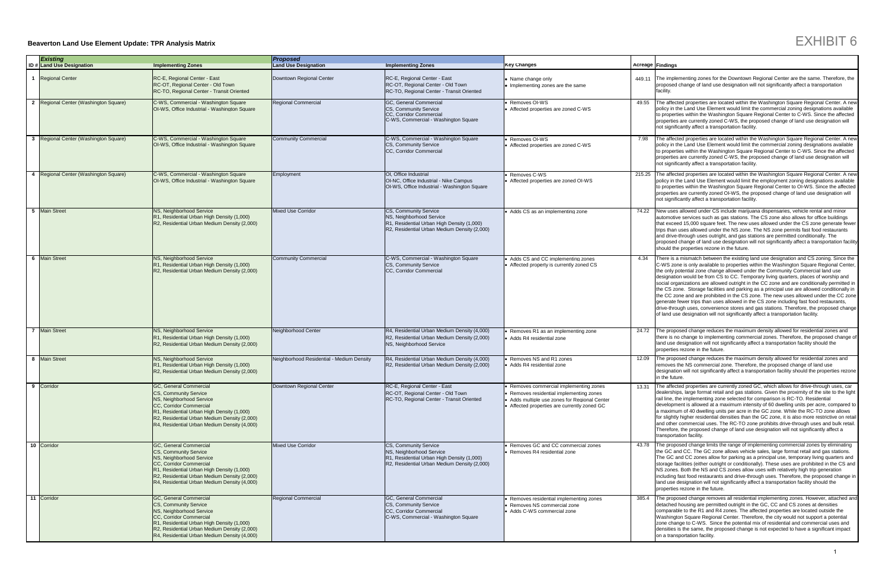**Beaverton Land Use Element Update: TPR Analysis Matrix**

EXHIBIT 6

| | Existing | | Proposed | | | | |
|---|---|---|---|---|---|---|---|
| ID # | Land Use Designation | Implementing Zones | Land Use Designation | Implementing Zones | Key Changes | Acreage | Findings |
| 1 | Regional Center | RC-E, Regional Center - East<br>RC-OT, Regional Center - Old Town<br>RC-TO, Regional Center - Transit Oriented | Downtown Regional Center | RC-E, Regional Center - East<br>RC-OT, Regional Center - Old Town<br>RC-TO, Regional Center - Transit Oriented | • Name change only<br>• Implementing zones are the same | 449.11 | The implementing zones for the Downtown Regional Center are the same. Therefore, the proposed change of land use designation will not significantly affect a transportation facility. |
| 2 | Regional Center (Washington Square) | C-WS, Commercial - Washington Square<br>OI-WS, Office Industrial - Washington Square | Regional Commercial | GC, General Commercial<br>CS, Community Service<br>CC, Corridor Commercial<br>C-WS, Commercial - Washington Square | • Removes OI-WS<br>• Affected properties are zoned C-WS | 49.55 | The affected properties are located within the Washington Square Regional Center. A new policy in the Land Use Element would limit the commercial zoning designations available to properties within the Washington Square Regional Center to C-WS. Since the affected properties are currently zoned C-WS, the proposed change of land use designation will not significantly affect a transportation facility. |
| 3 | Regional Center (Washington Square) | C-WS, Commercial - Washington Square<br>OI-WS, Office Industrial - Washington Square | Community Commercial | C-WS, Commercial - Washington Square<br>CS, Community Service<br>CC, Corridor Commercial | • Removes OI-WS<br>• Affected properties are zoned C-WS | 7.98 | The affected properties are located within the Washington Square Regional Center. A new policy in the Land Use Element would limit the commercial zoning designations available to properties within the Washington Square Regional Center to C-WS. Since the affected properties are currently zoned C-WS, the proposed change of land use designation will not significantly affect a transportation facility. |
| 4 | Regional Center (Washington Square) | C-WS, Commercial - Washington Square<br>OI-WS, Office Industrial - Washington Square | Employment | OI, Office Industrial<br>OI-NC, Office Industrial - Nike Campus<br>OI-WS, Office Industrial - Washington Square | • Removes C-WS<br>• Affected properties are zoned OI-WS | 215.25 | The affected properties are located within the Washington Square Regional Center. A new policy in the Land Use Element would limit the employment zoning designations available to properties within the Washington Square Regional Center to OI-WS. Since the affected properties are currently zoned OI-WS, the proposed change of land use designation will not significantly affect a transportation facility. |
| 5 | Main Street | NS, Neighborhood Service<br>R1, Residential Urban High Density (1,000)<br>R2, Residential Urban Medium Density (2,000) | Mixed Use Corridor | CS, Community Service<br>NS, Neighborhood Service<br>R1, Residential Urban High Density (1,000)<br>R2, Residential Urban Medium Density (2,000) | • Adds CS as an implementing zone | 74.22 | New uses allowed under CS include marijuana dispensaries, vehicle rental and minor automotive services such as gas stations. The CS zone also allows for office buildings that exceed 15,000 square feet. The new uses allowed under the CS zone generate fewer trips than uses allowed under the NS zone. The NS zone permits fast food restaurants and drive-through uses outright, and gas stations are permitted conditionally. The proposed change of land use designation will not significantly affect a transportation facility should the properties rezone in the future. |
| 6 | Main Street | NS, Neighborhood Service<br>R1, Residential Urban High Density (1,000)<br>R2, Residential Urban Medium Density (2,000) | Community Commercial | C-WS, Commercial - Washington Square<br>CS, Community Service<br>CC, Corridor Commercial | • Adds CS and CC implementing zones<br>• Affected property is currently zoned CS | 4.34 | There is a mismatch between the existing land use designation and CS zoning. Since the C-WS zone is only available to properties within the Washington Square Regional Center, the only potential zone change allowed under the Community Commercial land use designation would be from CS to CC. Temporary living quarters, places of worship and social organizations are allowed outright in the CC zone and are conditionally permitted in the CS zone. Storage facilities and parking as a principal use are allowed conditionally in the CC zone and are prohibited in the CS zone. The new uses allowed under the CC zone generate fewer trips than uses allowed in the CS zone including fast food restaurants, drive-through uses, convenience stores and gas stations. Therefore, the proposed change of land use designation will not significantly affect a transportation facility. |
| 7 | Main Street | NS, Neighborhood Service<br>R1, Residential Urban High Density (1,000)<br>R2, Residential Urban Medium Density (2,000) | Neighborhood Center | R4, Residential Urban Medium Density (4,000)<br>R2, Residential Urban Medium Density (2,000)<br>NS, Neighborhood Service | • Removes R1 as an implementing zone<br>• Adds R4 residential zone | 24.72 | The proposed change reduces the maximum density allowed for residential zones and there is no change to implementing commercial zones. Therefore, the proposed change of land use designation will not significantly affect a transportation facility should the properties rezone in the future. |
| 8 | Main Street | NS, Neighborhood Service<br>R1, Residential Urban High Density (1,000)<br>R2, Residential Urban Medium Density (2,000) | Neighborhood Residential - Medium Density | R4, Residential Urban Medium Density (4,000)<br>R2, Residential Urban Medium Density (2,000) | • Removes NS and R1 zones<br>• Adds R4 residential zone | 12.09 | The proposed change reduces the maximum density allowed for residential zones and removes the NS commercial zone. Therefore, the proposed change of land use designation will not significantly affect a transportation facility should the properties rezone in the future. |
| 9 | Corridor | GC, General Commercial<br>CS, Community Service<br>NS, Neighborhood Service<br>CC, Corridor Commercial<br>R1, Residential Urban High Density (1,000)<br>R2, Residential Urban Medium Density (2,000)<br>R4, Residential Urban Medium Density (4,000) | Downtown Regional Center | RC-E, Regional Center - East<br>RC-OT, Regional Center - Old Town<br>RC-TO, Regional Center - Transit Oriented | • Removes commercial implementing zones<br>• Removes residential implementing zones<br>• Adds multiple use zones for Regional Center<br>• Affected properties are currently zoned GC | 13.31 | The affected properties are currently zoned GC, which allows for drive-through uses, car dealerships, large format retail and gas stations. Given the proximity of the site to the light rail line, the implementing zone selected for comparison is RC-TO. Residential development is allowed at a maximum intensity of 60 dwelling units per acre, compared to a maximum of 40 dwelling units per acre in the GC zone. While the RC-TO zone allows for slightly higher residential densities than the GC zone, it is also more restrictive on retail and other commercial uses. The RC-TO zone prohibits drive-through uses and bulk retail. Therefore, the proposed change of land use designation will not significantly affect a transportation facility. |
| 10 | Corridor | GC, General Commercial<br>CS, Community Service<br>NS, Neighborhood Service<br>CC, Corridor Commercial<br>R1, Residential Urban High Density (1,000)<br>R2, Residential Urban Medium Density (2,000)<br>R4, Residential Urban Medium Density (4,000) | Mixed Use Corridor | CS, Community Service<br>NS, Neighborhood Service<br>R1, Residential Urban High Density (1,000)<br>R2, Residential Urban Medium Density (2,000) | • Removes GC and CC commercial zones<br>• Removes R4 residential zone | 43.78 | The proposed change limits the range of implementing commercial zones by eliminating the GC and CC. The GC zone allows vehicle sales, large format retail and gas stations. The GC and CC zones allow for parking as a principal use, temporary living quarters and storage facilities (either outright or conditionally). These uses are prohibited in the CS and NS zones. Both the NS and CS zones allow uses with relatively high trip generation including fast food restaurants and drive-through uses. Therefore, the proposed change in land use designation will not significantly affect a transportation facility should the properties rezone in the future. |
| 11 | Corridor | GC, General Commercial<br>CS, Community Service<br>NS, Neighborhood Service<br>CC, Corridor Commercial<br>R1, Residential Urban High Density (1,000)<br>R2, Residential Urban Medium Density (2,000)<br>R4, Residential Urban Medium Density (4,000) | Regional Commercial | GC, General Commercial<br>CS, Community Service<br>CC, Corridor Commercial<br>C-WS, Commercial - Washington Square | • Removes residential implementing zones<br>• Removes NS commercial zone<br>• Adds C-WS commercial zone | 385.4 | The proposed change removes all residential implementing zones. However, attached and detached housing are permitted outright in the GC, CC and CS zones at densities comparable to the R1 and R4 zones. The affected properties are located outside the Washington Square Regional Center. Therefore, the city would not support a potential zone change to C-WS. Since the potential mix of residential and commercial uses and densities is the same, the proposed change is not expected to have a significant impact on a transportation facility. |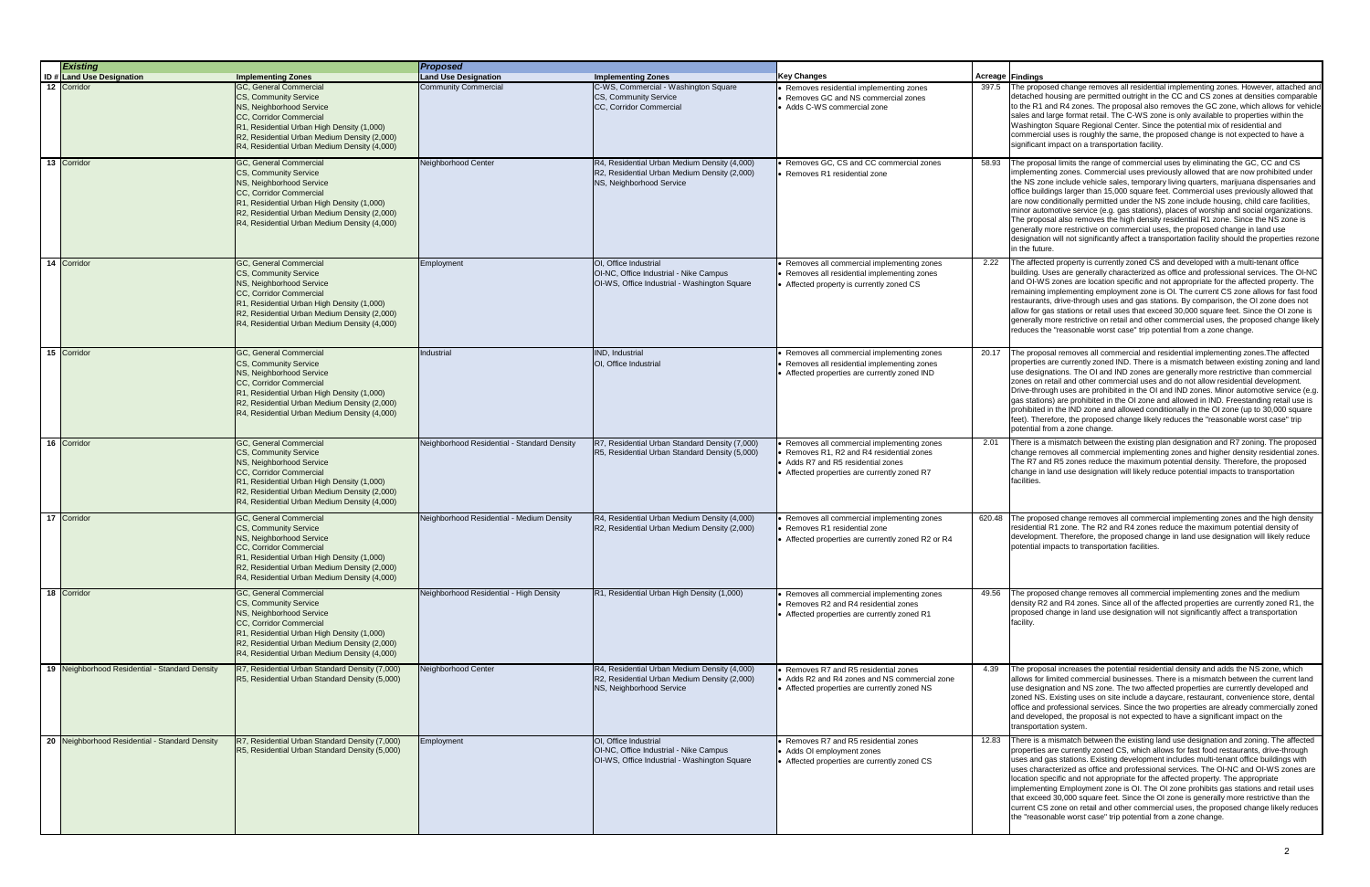| Existing | | | Proposed | | | | |
|---|---|---|---|---|---|---|---|
| ID # | Land Use Designation | Implementing Zones | Land Use Designation | Implementing Zones | Key Changes | Acreage | Findings |
| 12 | Corridor | GC, General Commercial<br>CS, Community Service<br>NS, Neighborhood Service<br>CC, Corridor Commercial<br>R1, Residential Urban High Density (1,000)<br>R2, Residential Urban Medium Density (2,000)<br>R4, Residential Urban Medium Density (4,000) | Community Commercial | C-WS, Commercial - Washington Square<br>CS, Community Service<br>CC, Corridor Commercial | • Removes residential implementing zones<br>• Removes GC and NS commercial zones<br>• Adds C-WS commercial zone | 397.5 | The proposed change removes all residential implementing zones. However, attached and detached housing are permitted outright in the CC and CS zones at densities comparable to the R1 and R4 zones. The proposal also removes the GC zone, which allows for vehicle sales and large format retail. The C-WS zone is only available to properties within the Washington Square Regional Center. Since the potential mix of residential and commercial uses is roughly the same, the proposed change is not expected to have a significant impact on a transportation facility. |
| 13 | Corridor | GC, General Commercial<br>CS, Community Service<br>NS, Neighborhood Service<br>CC, Corridor Commercial<br>R1, Residential Urban High Density (1,000)<br>R2, Residential Urban Medium Density (2,000)<br>R4, Residential Urban Medium Density (4,000) | Neighborhood Center | R4, Residential Urban Medium Density (4,000)<br>R2, Residential Urban Medium Density (2,000)<br>NS, Neighborhood Service | • Removes GC, CS and CC commercial zones<br>• Removes R1 residential zone | 58.93 | The proposal limits the range of commercial uses by eliminating the GC, CC and CS implementing zones. Commercial uses previously allowed that are now prohibited under the NS zone include vehicle sales, temporary living quarters, marijuana dispensaries and office buildings larger than 15,000 square feet. Commercial uses previously allowed that are now conditionally permitted under the NS zone include housing, child care facilities, minor automotive service (e.g. gas stations), places of worship and social organizations. The proposal also removes the high density residential R1 zone. Since the NS zone is generally more restrictive on commercial uses, the proposed change in land use designation will not significantly affect a transportation facility should the properties rezone in the future. |
| 14 | Corridor | GC, General Commercial<br>CS, Community Service<br>NS, Neighborhood Service<br>CC, Corridor Commercial<br>R1, Residential Urban High Density (1,000)<br>R2, Residential Urban Medium Density (2,000)<br>R4, Residential Urban Medium Density (4,000) | Employment | OI, Office Industrial<br>OI-NC, Office Industrial - Nike Campus<br>OI-WS, Office Industrial - Washington Square | • Removes all commercial implementing zones<br>• Removes all residential implementing zones<br>• Affected property is currently zoned CS | 2.22 | The affected property is currently zoned CS and developed with a multi-tenant office building. Uses are generally characterized as office and professional services. The OI-NC and OI-WS zones are location specific and not appropriate for the affected property. The remaining implementing employment zone is OI. The current CS zone allows for fast food restaurants, drive-through uses and gas stations. By comparison, the OI zone does not allow for gas stations or retail uses that exceed 30,000 square feet. Since the OI zone is generally more restrictive on retail and other commercial uses, the proposed change likely reduces the "reasonable worst case" trip potential from a zone change. |
| 15 | Corridor | GC, General Commercial<br>CS, Community Service<br>NS, Neighborhood Service<br>CC, Corridor Commercial<br>R1, Residential Urban High Density (1,000)<br>R2, Residential Urban Medium Density (2,000)<br>R4, Residential Urban Medium Density (4,000) | Industrial | IND, Industrial<br>OI, Office Industrial | • Removes all commercial implementing zones<br>• Removes all residential implementing zones<br>• Affected properties are currently zoned IND | 20.17 | The proposal removes all commercial and residential implementing zones.The affected properties are currently zoned IND. There is a mismatch between existing zoning and land use designations. The OI and IND zones are generally more restrictive than commercial zones on retail and other commercial uses and do not allow residential development. Drive-through uses are prohibited in the OI and IND zones. Minor automotive service (e.g. gas stations) are prohibited in the OI zone and allowed in IND. Freestanding retail use is prohibited in the IND zone and allowed conditionally in the OI zone (up to 30,000 square feet). Therefore, the proposed change likely reduces the "reasonable worst case" trip potential from a zone change. |
| 16 | Corridor | GC, General Commercial<br>CS, Community Service<br>NS, Neighborhood Service<br>CC, Corridor Commercial<br>R1, Residential Urban High Density (1,000)<br>R2, Residential Urban Medium Density (2,000)<br>R4, Residential Urban Medium Density (4,000) | Neighborhood Residential - Standard Density | R7, Residential Urban Standard Density (7,000)<br>R5, Residential Urban Standard Density (5,000) | • Removes all commercial implementing zones<br>• Removes R1, R2 and R4 residential zones<br>• Adds R7 and R5 residential zones<br>• Affected properties are currently zoned R7 | 2.01 | There is a mismatch between the existing plan designation and R7 zoning. The proposed change removes all commercial implementing zones and higher density residential zones. The R7 and R5 zones reduce the maximum potential density. Therefore, the proposed change in land use designation will likely reduce potential impacts to transportation facilities. |
| 17 | Corridor | GC, General Commercial<br>CS, Community Service<br>NS, Neighborhood Service<br>CC, Corridor Commercial<br>R1, Residential Urban High Density (1,000)<br>R2, Residential Urban Medium Density (2,000)<br>R4, Residential Urban Medium Density (4,000) | Neighborhood Residential - Medium Density | R4, Residential Urban Medium Density (4,000)<br>R2, Residential Urban Medium Density (2,000) | • Removes all commercial implementing zones<br>• Removes R1 residential zone<br>• Affected properties are currently zoned R2 or R4 | 620.48 | The proposed change removes all commercial implementing zones and the high density residential R1 zone. The R2 and R4 zones reduce the maximum potential density of development. Therefore, the proposed change in land use designation will likely reduce potential impacts to transportation facilities. |
| 18 | Corridor | GC, General Commercial<br>CS, Community Service<br>NS, Neighborhood Service<br>CC, Corridor Commercial<br>R1, Residential Urban High Density (1,000)<br>R2, Residential Urban Medium Density (2,000)<br>R4, Residential Urban Medium Density (4,000) | Neighborhood Residential - High Density | R1, Residential Urban High Density (1,000) | • Removes all commercial implementing zones<br>• Removes R2 and R4 residential zones<br>• Affected properties are currently zoned R1 | 49.56 | The proposed change removes all commercial implementing zones and the medium density R2 and R4 zones. Since all of the affected properties are currently zoned R1, the proposed change in land use designation will not significantly affect a transportation facility. |
| 19 | Neighborhood Residential - Standard Density | R7, Residential Urban Standard Density (7,000)<br>R5, Residential Urban Standard Density (5,000) | Neighborhood Center | R4, Residential Urban Medium Density (4,000)<br>R2, Residential Urban Medium Density (2,000)<br>NS, Neighborhood Service | • Removes R7 and R5 residential zones<br>• Adds R2 and R4 zones and NS commercial zone<br>• Affected properties are currently zoned NS | 4.39 | The proposal increases the potential residential density and adds the NS zone, which allows for limited commercial businesses. There is a mismatch between the current land use designation and NS zone. The two affected properties are currently developed and zoned NS. Existing uses on site include a daycare, restaurant, convenience store, dental office and professional services. Since the two properties are already commercially zoned and developed, the proposal is not expected to have a significant impact on the transportation system. |
| 20 | Neighborhood Residential - Standard Density | R7, Residential Urban Standard Density (7,000)<br>R5, Residential Urban Standard Density (5,000) | Employment | OI, Office Industrial<br>OI-NC, Office Industrial - Nike Campus<br>OI-WS, Office Industrial - Washington Square | • Removes R7 and R5 residential zones<br>• Adds OI employment zones<br>• Affected properties are currently zoned CS | 12.83 | There is a mismatch between the existing land use designation and zoning. The affected properties are currently zoned CS, which allows for fast food restaurants, drive-through uses and gas stations. Existing development includes multi-tenant office buildings with uses characterized as office and professional services. The OI-NC and OI-WS zones are location specific and not appropriate for the affected property. The appropriate implementing Employment zone is OI. The OI zone prohibits gas stations and retail uses that exceed 30,000 square feet. Since the OI zone is generally more restrictive than the current CS zone on retail and other commercial uses, the proposed change likely reduces the "reasonable worst case" trip potential from a zone change. |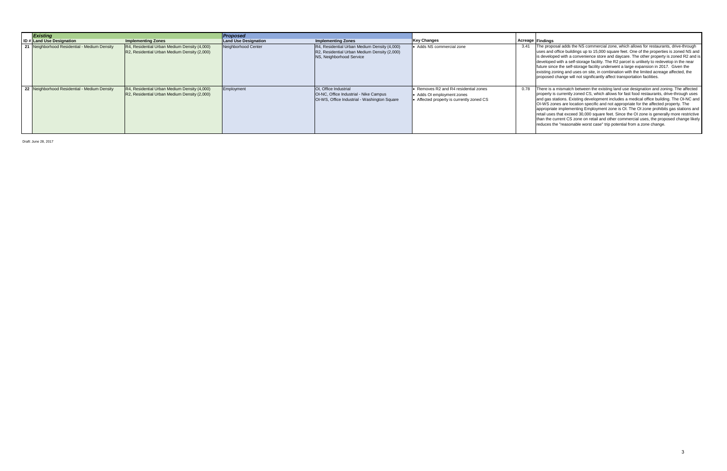| | Existing | | Proposed | | | | |
|---|---|---|---|---|---|---|---|
| ID # | Land Use Designation | Implementing Zones | Land Use Designation | Implementing Zones | Key Changes | Acreage | Findings |
| 21 | Neighborhood Residential - Medium Density | R4, Residential Urban Medium Density (4,000)<br>R2, Residential Urban Medium Density (2,000) | Neighborhood Center | R4, Residential Urban Medium Density (4,000)<br>R2, Residential Urban Medium Density (2,000)<br>NS, Neighborhood Service | • Adds NS commercial zone | 3.41 | The proposal adds the NS commercial zone, which allows for restaurants, drive-through uses and office buildings up to 15,000 square feet. One of the properties is zoned NS and is developed with a convenience store and daycare. The other property is zoned R2 and is developed with a self-storage facility. The R2 parcel is unlikely to redevelop in the near future since the self-storage facility underwent a large expansion in 2017. Given the existing zoning and uses on site, in combination with the limited acreage affected, the proposed change will not significantly affect transportation facilities. |
| 22 | Neighborhood Residential - Medium Density | R4, Residential Urban Medium Density (4,000)<br>R2, Residential Urban Medium Density (2,000) | Employment | OI, Office Industrial<br>OI-NC, Office Industrial - Nike Campus<br>OI-WS, Office Industrial - Washington Square | • Removes R2 and R4 residential zones<br>• Adds OI employment zones<br>• Affected property is currently zoned CS | 0.78 | There is a mismatch between the existing land use designation and zoning. The affected property is currently zoned CS, which allows for fast food restaurants, drive-through uses and gas stations. Existing development includes a medical office building. The OI-NC and OI-WS zones are location specific and not appropriate for the affected property. The appropriate implementing Employment zone is OI. The OI zone prohibits gas stations and retail uses that exceed 30,000 square feet. Since the OI zone is generally more restrictive than the current CS zone on retail and other commercial uses, the proposed change likely reduces the "reasonable worst case" trip potential from a zone change. |

Draft: June 28, 2017